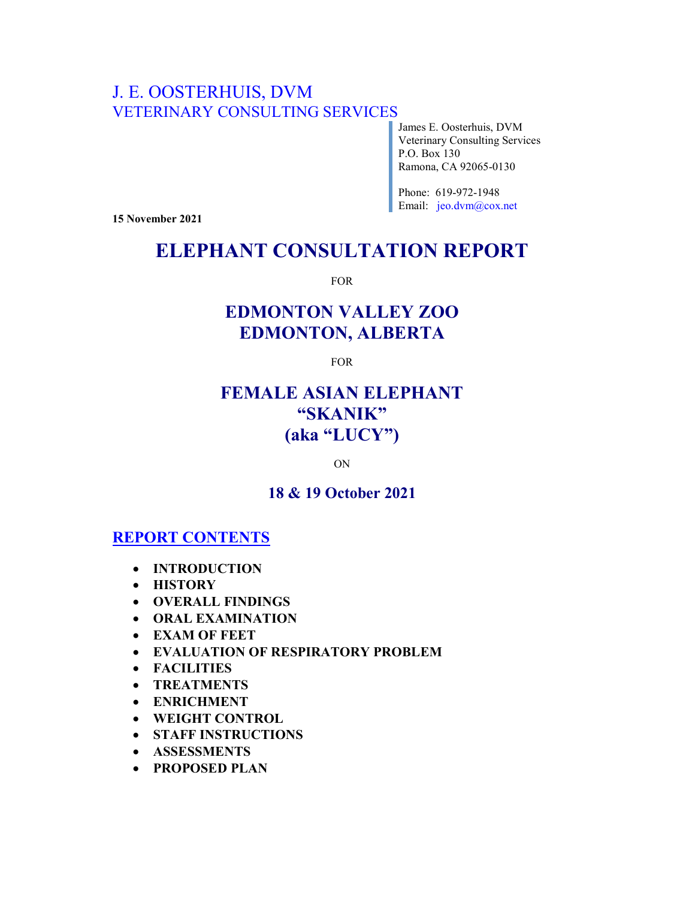J. E. OOSTERHUIS, DVM
VETERINARY CONSULTING SERVICES

James E. Oosterhuis, DVM
Veterinary Consulting Services
P.O. Box 130
Ramona, CA 92065-0130

Phone: 619-972-1948
Email: jeo.dvm@cox.net

**15 November 2021**

# ELEPHANT CONSULTATION REPORT

FOR

## EDMONTON VALLEY ZOO
## EDMONTON, ALBERTA

FOR

## FEMALE ASIAN ELEPHANT
## "SKANIK"
## (aka "LUCY")

ON

### 18 & 19 October 2021

## REPORT CONTENTS

- **INTRODUCTION**
- **HISTORY**
- **OVERALL FINDINGS**
- **ORAL EXAMINATION**
- **EXAM OF FEET**
- **EVALUATION OF RESPIRATORY PROBLEM**
- **FACILITIES**
- **TREATMENTS**
- **ENRICHMENT**
- **WEIGHT CONTROL**
- **STAFF INSTRUCTIONS**
- **ASSESSMENTS**
- **PROPOSED PLAN**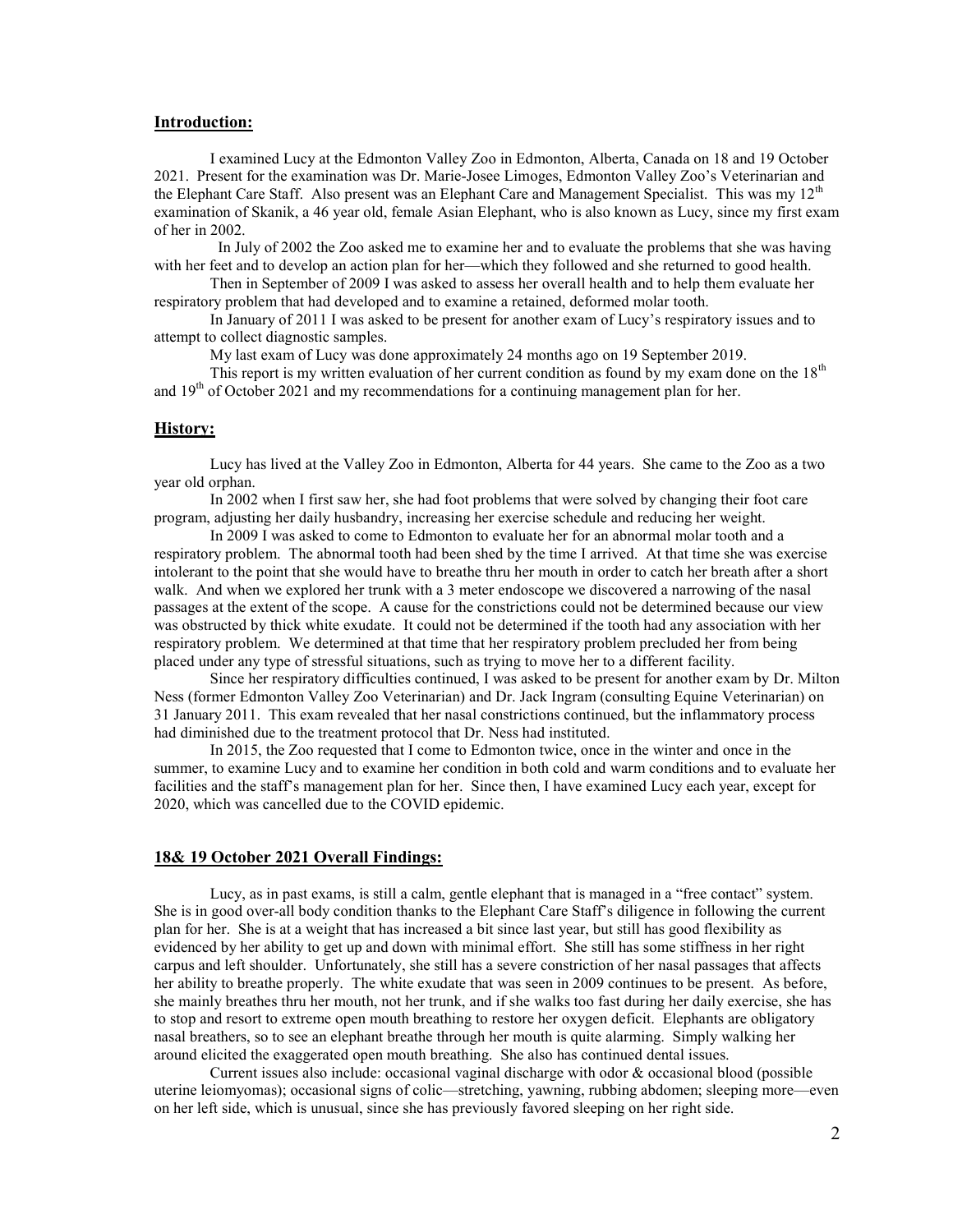## Introduction:

I examined Lucy at the Edmonton Valley Zoo in Edmonton, Alberta, Canada on 18 and 19 October 2021. Present for the examination was Dr. Marie-Josee Limoges, Edmonton Valley Zoo's Veterinarian and the Elephant Care Staff. Also present was an Elephant Care and Management Specialist. This was my 12th examination of Skanik, a 46 year old, female Asian Elephant, who is also known as Lucy, since my first exam of her in 2002.

In July of 2002 the Zoo asked me to examine her and to evaluate the problems that she was having with her feet and to develop an action plan for her—which they followed and she returned to good health.

Then in September of 2009 I was asked to assess her overall health and to help them evaluate her respiratory problem that had developed and to examine a retained, deformed molar tooth.

In January of 2011 I was asked to be present for another exam of Lucy's respiratory issues and to attempt to collect diagnostic samples.

My last exam of Lucy was done approximately 24 months ago on 19 September 2019.

This report is my written evaluation of her current condition as found by my exam done on the 18th and 19th of October 2021 and my recommendations for a continuing management plan for her.

## History:

Lucy has lived at the Valley Zoo in Edmonton, Alberta for 44 years. She came to the Zoo as a two year old orphan.

In 2002 when I first saw her, she had foot problems that were solved by changing their foot care program, adjusting her daily husbandry, increasing her exercise schedule and reducing her weight.

In 2009 I was asked to come to Edmonton to evaluate her for an abnormal molar tooth and a respiratory problem. The abnormal tooth had been shed by the time I arrived. At that time she was exercise intolerant to the point that she would have to breathe thru her mouth in order to catch her breath after a short walk. And when we explored her trunk with a 3 meter endoscope we discovered a narrowing of the nasal passages at the extent of the scope. A cause for the constrictions could not be determined because our view was obstructed by thick white exudate. It could not be determined if the tooth had any association with her respiratory problem. We determined at that time that her respiratory problem precluded her from being placed under any type of stressful situations, such as trying to move her to a different facility.

Since her respiratory difficulties continued, I was asked to be present for another exam by Dr. Milton Ness (former Edmonton Valley Zoo Veterinarian) and Dr. Jack Ingram (consulting Equine Veterinarian) on 31 January 2011. This exam revealed that her nasal constrictions continued, but the inflammatory process had diminished due to the treatment protocol that Dr. Ness had instituted.

In 2015, the Zoo requested that I come to Edmonton twice, once in the winter and once in the summer, to examine Lucy and to examine her condition in both cold and warm conditions and to evaluate her facilities and the staff's management plan for her. Since then, I have examined Lucy each year, except for 2020, which was cancelled due to the COVID epidemic.

## 18& 19 October 2021 Overall Findings:

Lucy, as in past exams, is still a calm, gentle elephant that is managed in a "free contact" system. She is in good over-all body condition thanks to the Elephant Care Staff's diligence in following the current plan for her. She is at a weight that has increased a bit since last year, but still has good flexibility as evidenced by her ability to get up and down with minimal effort. She still has some stiffness in her right carpus and left shoulder. Unfortunately, she still has a severe constriction of her nasal passages that affects her ability to breathe properly. The white exudate that was seen in 2009 continues to be present. As before, she mainly breathes thru her mouth, not her trunk, and if she walks too fast during her daily exercise, she has to stop and resort to extreme open mouth breathing to restore her oxygen deficit. Elephants are obligatory nasal breathers, so to see an elephant breathe through her mouth is quite alarming. Simply walking her around elicited the exaggerated open mouth breathing. She also has continued dental issues.

Current issues also include: occasional vaginal discharge with odor & occasional blood (possible uterine leiomyomas); occasional signs of colic—stretching, yawning, rubbing abdomen; sleeping more—even on her left side, which is unusual, since she has previously favored sleeping on her right side.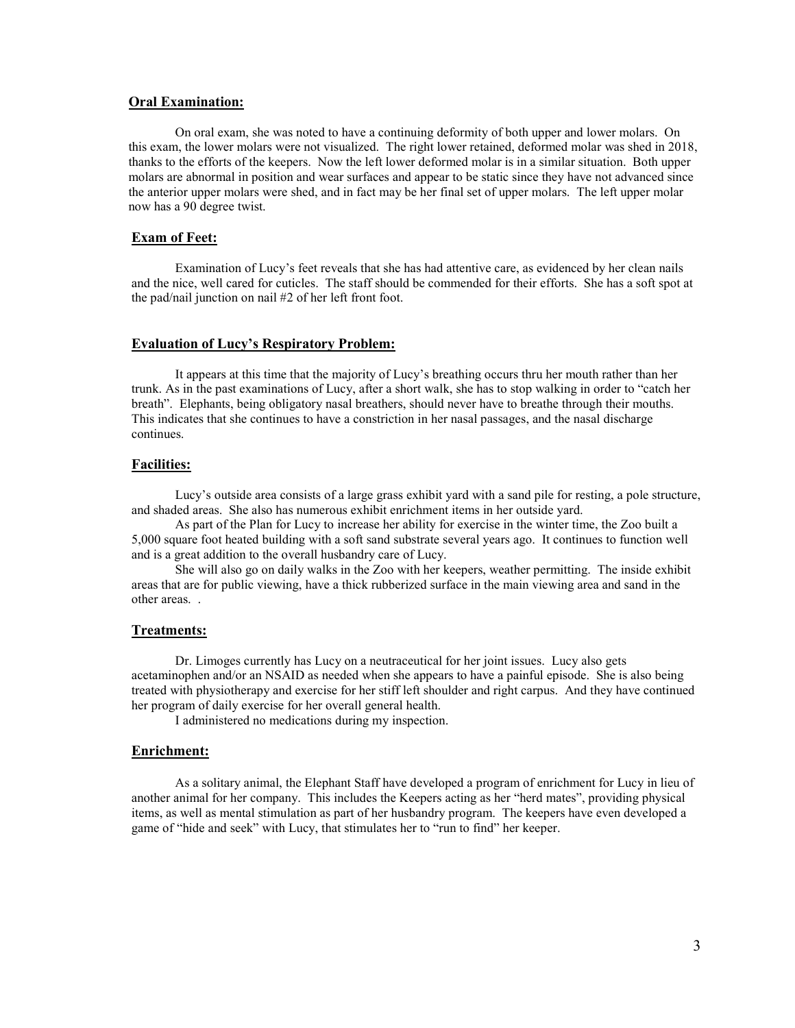## **Oral Examination:**

On oral exam, she was noted to have a continuing deformity of both upper and lower molars. On this exam, the lower molars were not visualized. The right lower retained, deformed molar was shed in 2018, thanks to the efforts of the keepers. Now the left lower deformed molar is in a similar situation. Both upper molars are abnormal in position and wear surfaces and appear to be static since they have not advanced since the anterior upper molars were shed, and in fact may be her final set of upper molars. The left upper molar now has a 90 degree twist.

## **Exam of Feet:**

Examination of Lucy's feet reveals that she has had attentive care, as evidenced by her clean nails and the nice, well cared for cuticles. The staff should be commended for their efforts. She has a soft spot at the pad/nail junction on nail #2 of her left front foot.

## **Evaluation of Lucy's Respiratory Problem:**

It appears at this time that the majority of Lucy's breathing occurs thru her mouth rather than her trunk. As in the past examinations of Lucy, after a short walk, she has to stop walking in order to "catch her breath". Elephants, being obligatory nasal breathers, should never have to breathe through their mouths. This indicates that she continues to have a constriction in her nasal passages, and the nasal discharge continues.

## **Facilities:**

Lucy's outside area consists of a large grass exhibit yard with a sand pile for resting, a pole structure, and shaded areas. She also has numerous exhibit enrichment items in her outside yard.

As part of the Plan for Lucy to increase her ability for exercise in the winter time, the Zoo built a 5,000 square foot heated building with a soft sand substrate several years ago. It continues to function well and is a great addition to the overall husbandry care of Lucy.

She will also go on daily walks in the Zoo with her keepers, weather permitting. The inside exhibit areas that are for public viewing, have a thick rubberized surface in the main viewing area and sand in the other areas. .

## **Treatments:**

Dr. Limoges currently has Lucy on a neutraceutical for her joint issues. Lucy also gets acetaminophen and/or an NSAID as needed when she appears to have a painful episode. She is also being treated with physiotherapy and exercise for her stiff left shoulder and right carpus. And they have continued her program of daily exercise for her overall general health.

I administered no medications during my inspection.

## **Enrichment:**

As a solitary animal, the Elephant Staff have developed a program of enrichment for Lucy in lieu of another animal for her company. This includes the Keepers acting as her "herd mates", providing physical items, as well as mental stimulation as part of her husbandry program. The keepers have even developed a game of "hide and seek" with Lucy, that stimulates her to "run to find" her keeper.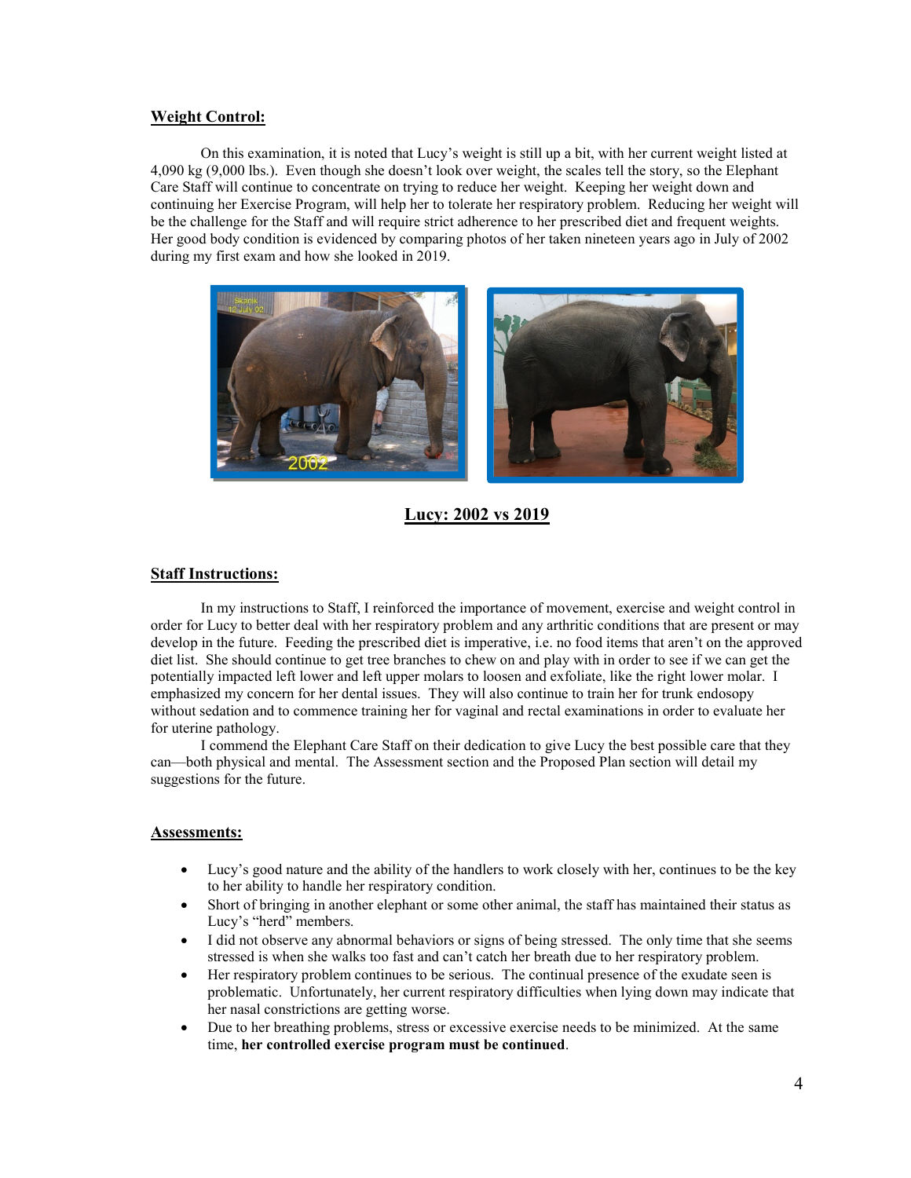**Weight Control:**

On this examination, it is noted that Lucy's weight is still up a bit, with her current weight listed at 4,090 kg (9,000 lbs.). Even though she doesn't look over weight, the scales tell the story, so the Elephant Care Staff will continue to concentrate on trying to reduce her weight. Keeping her weight down and continuing her Exercise Program, will help her to tolerate her respiratory problem. Reducing her weight will be the challenge for the Staff and will require strict adherence to her prescribed diet and frequent weights. Her good body condition is evidenced by comparing photos of her taken nineteen years ago in July of 2002 during my first exam and how she looked in 2019.

**Lucy: 2002 vs 2019**

**Staff Instructions:**

In my instructions to Staff, I reinforced the importance of movement, exercise and weight control in order for Lucy to better deal with her respiratory problem and any arthritic conditions that are present or may develop in the future. Feeding the prescribed diet is imperative, i.e. no food items that aren't on the approved diet list. She should continue to get tree branches to chew on and play with in order to see if we can get the potentially impacted left lower and left upper molars to loosen and exfoliate, like the right lower molar. I emphasized my concern for her dental issues. They will also continue to train her for trunk endosopy without sedation and to commence training her for vaginal and rectal examinations in order to evaluate her for uterine pathology.

I commend the Elephant Care Staff on their dedication to give Lucy the best possible care that they can—both physical and mental. The Assessment section and the Proposed Plan section will detail my suggestions for the future.

**Assessments:**

- Lucy's good nature and the ability of the handlers to work closely with her, continues to be the key to her ability to handle her respiratory condition.
- Short of bringing in another elephant or some other animal, the staff has maintained their status as Lucy's "herd" members.
- I did not observe any abnormal behaviors or signs of being stressed. The only time that she seems stressed is when she walks too fast and can't catch her breath due to her respiratory problem.
- Her respiratory problem continues to be serious. The continual presence of the exudate seen is problematic. Unfortunately, her current respiratory difficulties when lying down may indicate that her nasal constrictions are getting worse.
- Due to her breathing problems, stress or excessive exercise needs to be minimized. At the same time, **her controlled exercise program must be continued**.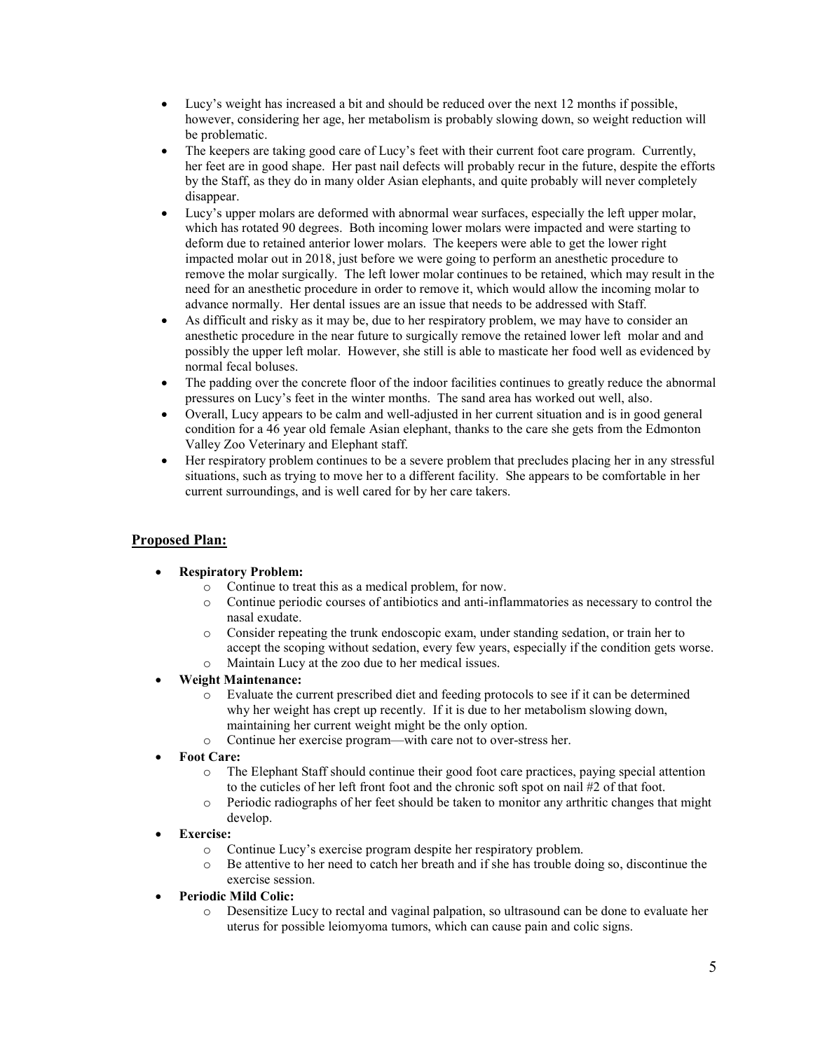- Lucy's weight has increased a bit and should be reduced over the next 12 months if possible, however, considering her age, her metabolism is probably slowing down, so weight reduction will be problematic.
- The keepers are taking good care of Lucy's feet with their current foot care program. Currently, her feet are in good shape. Her past nail defects will probably recur in the future, despite the efforts by the Staff, as they do in many older Asian elephants, and quite probably will never completely disappear.
- Lucy's upper molars are deformed with abnormal wear surfaces, especially the left upper molar, which has rotated 90 degrees. Both incoming lower molars were impacted and were starting to deform due to retained anterior lower molars. The keepers were able to get the lower right impacted molar out in 2018, just before we were going to perform an anesthetic procedure to remove the molar surgically. The left lower molar continues to be retained, which may result in the need for an anesthetic procedure in order to remove it, which would allow the incoming molar to advance normally. Her dental issues are an issue that needs to be addressed with Staff.
- As difficult and risky as it may be, due to her respiratory problem, we may have to consider an anesthetic procedure in the near future to surgically remove the retained lower left molar and and possibly the upper left molar. However, she still is able to masticate her food well as evidenced by normal fecal boluses.
- The padding over the concrete floor of the indoor facilities continues to greatly reduce the abnormal pressures on Lucy's feet in the winter months. The sand area has worked out well, also.
- Overall, Lucy appears to be calm and well-adjusted in her current situation and is in good general condition for a 46 year old female Asian elephant, thanks to the care she gets from the Edmonton Valley Zoo Veterinary and Elephant staff.
- Her respiratory problem continues to be a severe problem that precludes placing her in any stressful situations, such as trying to move her to a different facility. She appears to be comfortable in her current surroundings, and is well cared for by her care takers.

## Proposed Plan:

- **Respiratory Problem:**
  - Continue to treat this as a medical problem, for now.
  - Continue periodic courses of antibiotics and anti-inflammatories as necessary to control the nasal exudate.
  - Consider repeating the trunk endoscopic exam, under standing sedation, or train her to accept the scoping without sedation, every few years, especially if the condition gets worse.
  - Maintain Lucy at the zoo due to her medical issues.
- **Weight Maintenance:**
  - Evaluate the current prescribed diet and feeding protocols to see if it can be determined why her weight has crept up recently. If it is due to her metabolism slowing down, maintaining her current weight might be the only option.
  - Continue her exercise program—with care not to over-stress her.
- **Foot Care:**
  - The Elephant Staff should continue their good foot care practices, paying special attention to the cuticles of her left front foot and the chronic soft spot on nail #2 of that foot.
  - Periodic radiographs of her feet should be taken to monitor any arthritic changes that might develop.
- **Exercise:**
  - Continue Lucy's exercise program despite her respiratory problem.
  - Be attentive to her need to catch her breath and if she has trouble doing so, discontinue the exercise session.
- **Periodic Mild Colic:**
  - Desensitize Lucy to rectal and vaginal palpation, so ultrasound can be done to evaluate her uterus for possible leiomyoma tumors, which can cause pain and colic signs.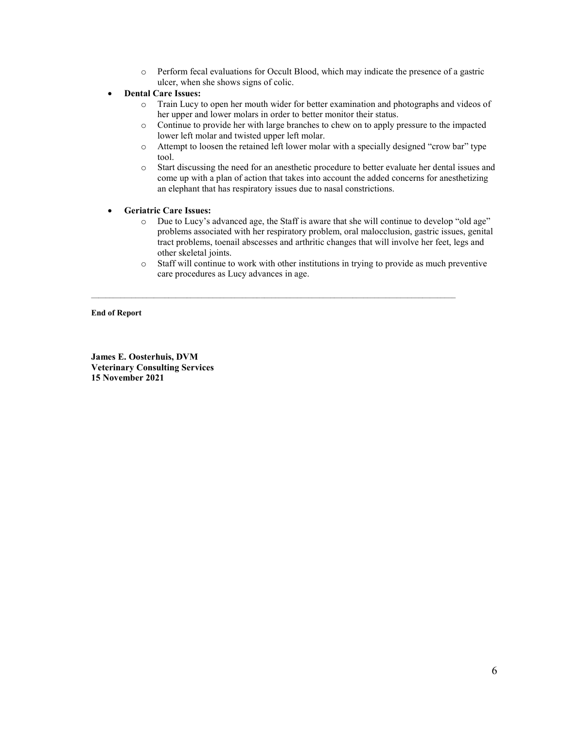- Perform fecal evaluations for Occult Blood, which may indicate the presence of a gastric ulcer, when she shows signs of colic.
- **Dental Care Issues:**
  - Train Lucy to open her mouth wider for better examination and photographs and videos of her upper and lower molars in order to better monitor their status.
  - Continue to provide her with large branches to chew on to apply pressure to the impacted lower left molar and twisted upper left molar.
  - Attempt to loosen the retained left lower molar with a specially designed "crow bar" type tool.
  - Start discussing the need for an anesthetic procedure to better evaluate her dental issues and come up with a plan of action that takes into account the added concerns for anesthetizing an elephant that has respiratory issues due to nasal constrictions.

- **Geriatric Care Issues:**
  - Due to Lucy's advanced age, the Staff is aware that she will continue to develop "old age" problems associated with her respiratory problem, oral malocclusion, gastric issues, genital tract problems, toenail abscesses and arthritic changes that will involve her feet, legs and other skeletal joints.
  - Staff will continue to work with other institutions in trying to provide as much preventive care procedures as Lucy advances in age.

---

**End of Report**

**James E. Oosterhuis, DVM**
**Veterinary Consulting Services**
**15 November 2021**